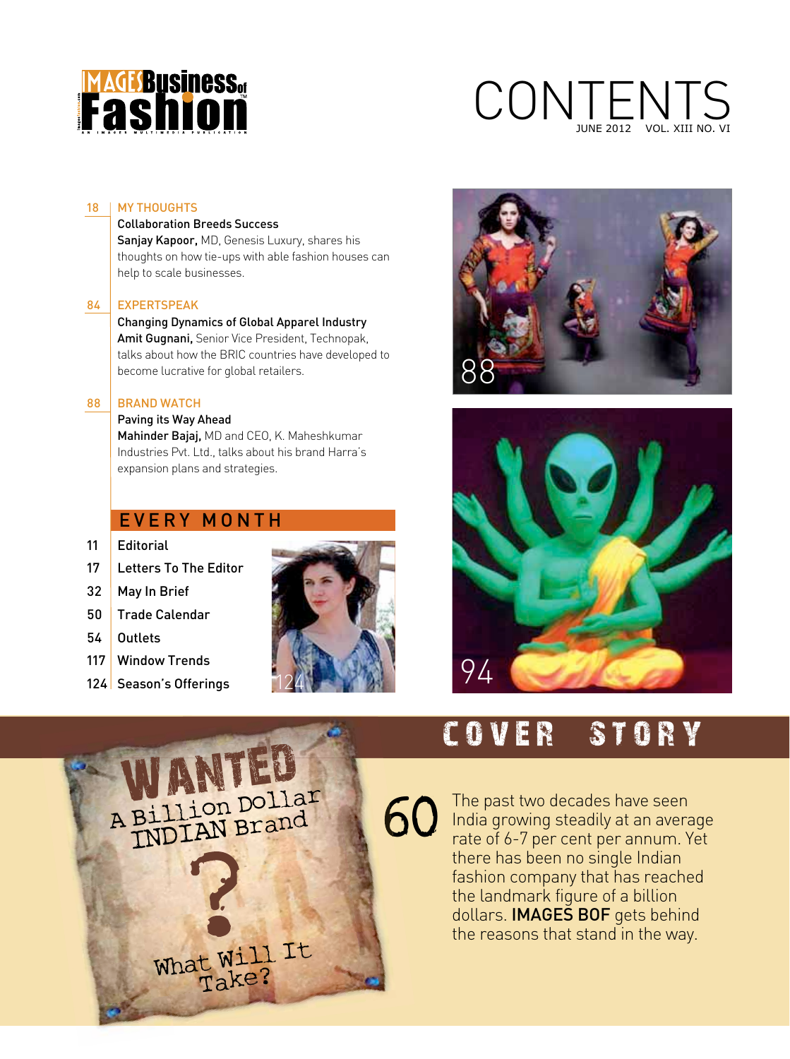# CONTENTS

JUNE 2012 VOL. XIII NO. VI

**18 MY THOUGHTS**

**Collaboration Breeds Success**

**Sanjay Kapoor,** MD, Genesis Luxury, shares his thoughts on how tie-ups with able fashion houses can help to scale businesses.

**84 EXPERTSPEAK**

**Changing Dynamics of Global Apparel Industry**

**Amit Gugnani,** Senior Vice President, Technopak, talks about how the BRIC countries have developed to become lucrative for global retailers.

**88 BRAND WATCH**

**Paving its Way Ahead**

**Mahinder Bajaj,** MD and CEO, K. Maheshkumar Industries Pvt. Ltd., talks about his brand Harra's expansion plans and strategies.

## EVERY MONTH

- 11 Editorial
- 17 Letters To The Editor
- 32 May In Brief
- 50 Trade Calendar
- 54 Outlets
- 117 Window Trends
- 124 Season's Offerings

## COVER STORY

**60** The past two decades have seen India growing steadily at an average rate of 6-7 per cent per annum. Yet there has been no single Indian fashion company that has reached the landmark figure of a billion dollars. **IMAGES BOF** gets behind the reasons that stand in the way.

WANTED A Billion Dollar INDIAN Brand ? What Will It Take?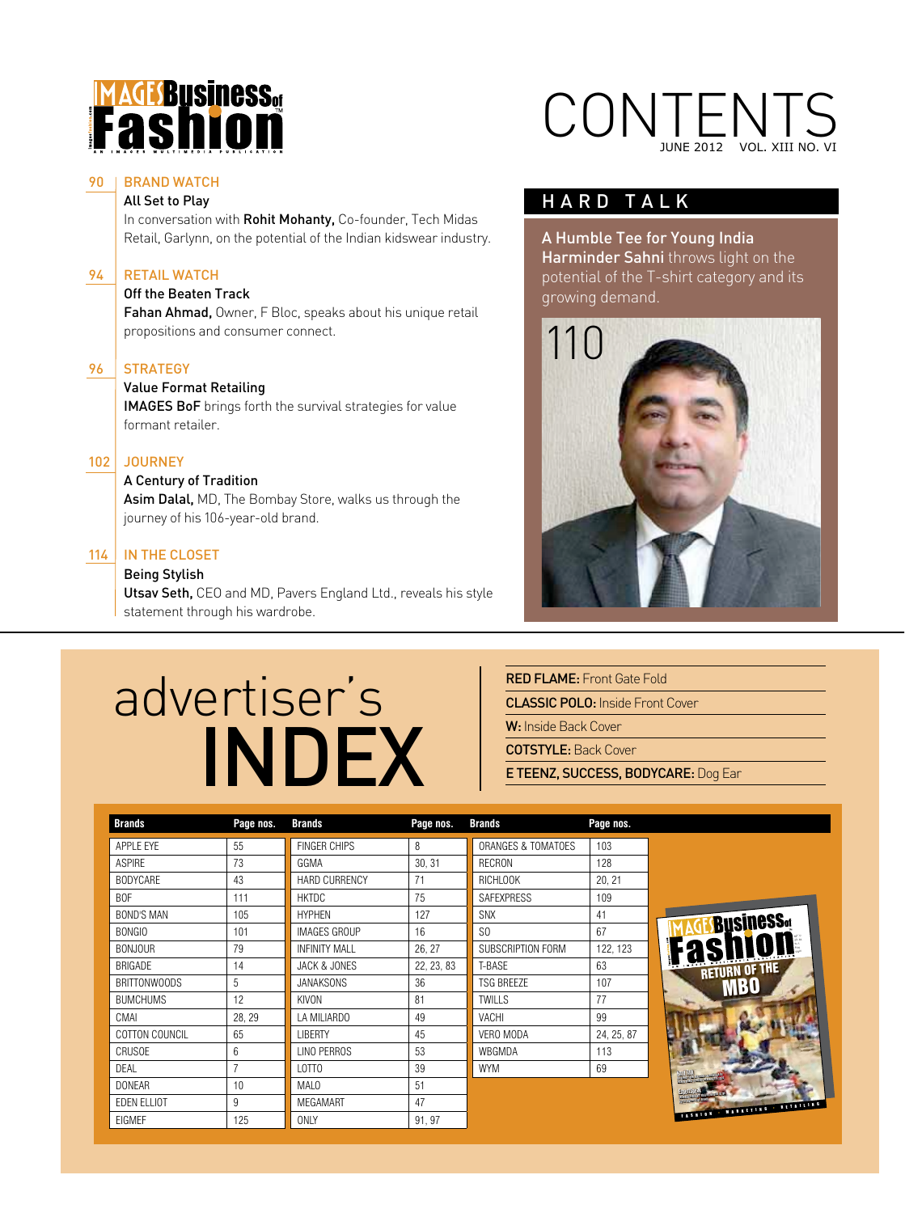# CONTENTS

JUNE 2012 VOL. XIII NO. VI

**90 | BRAND WATCH**

**All Set to Play**

In conversation with **Rohit Mohanty,** Co-founder, Tech Midas Retail, Garlynn, on the potential of the Indian kidswear industry.

**94 | RETAIL WATCH**

**Off the Beaten Track**

**Fahan Ahmad,** Owner, F Bloc, speaks about his unique retail propositions and consumer connect.

**96 | STRATEGY**

**Value Format Retailing**

**IMAGES BoF** brings forth the survival strategies for value formant retailer.

**102 | JOURNEY**

**A Century of Tradition**

**Asim Dalal,** MD, The Bombay Store, walks us through the journey of his 106-year-old brand.

**114 | IN THE CLOSET**

**Being Stylish**

**Utsav Seth,** CEO and MD, Pavers England Ltd., reveals his style statement through his wardrobe.

## HARD TALK

**A Humble Tee for Young India**

**Harminder Sahni** throws light on the potential of the T-shirt category and its growing demand.

110

## advertiser's INDEX

**RED FLAME:** Front Gate Fold

**CLASSIC POLO:** Inside Front Cover

**W:** Inside Back Cover

**COTSTYLE:** Back Cover

**E TEENZ, SUCCESS, BODYCARE:** Dog Ear

| Brands | Page nos. | Brands | Page nos. | Brands | Page nos. |
|---|---|---|---|---|---|
| APPLE EYE | 55 | FINGER CHIPS | 8 | ORANGES & TOMATOES | 103 |
| ASPIRE | 73 | GGMA | 30, 31 | RECRON | 128 |
| BODYCARE | 43 | HARD CURRENCY | 71 | RICHLOOK | 20, 21 |
| BOF | 111 | HKTDC | 75 | SAFEXPRESS | 109 |
| BOND'S MAN | 105 | HYPHEN | 127 | SNX | 41 |
| BONGIO | 101 | IMAGES GROUP | 16 | SO | 67 |
| BONJOUR | 79 | INFINITY MALL | 26, 27 | SUBSCRIPTION FORM | 122, 123 |
| BRIGADE | 14 | JACK & JONES | 22, 23, 83 | T-BASE | 63 |
| BRITTONWOODS | 5 | JANAKSONS | 36 | TSG BREEZE | 107 |
| BUMCHUMS | 12 | KIVON | 81 | TWILLS | 77 |
| CMAI | 28, 29 | LA MILIARDO | 49 | VACHI | 99 |
| COTTON COUNCIL | 65 | LIBERTY | 45 | VERO MODA | 24, 25, 87 |
| CRUSOE | 6 | LINO PERROS | 53 | WBGMDA | 113 |
| DEAL | 7 | LOTTO | 39 | WYM | 69 |
| DONEAR | 10 | MALO | 51 | | |
| EDEN ELLIOT | 9 | MEGAMART | 47 | | |
| EIGMEF | 125 | ONLY | 91, 97 | | |